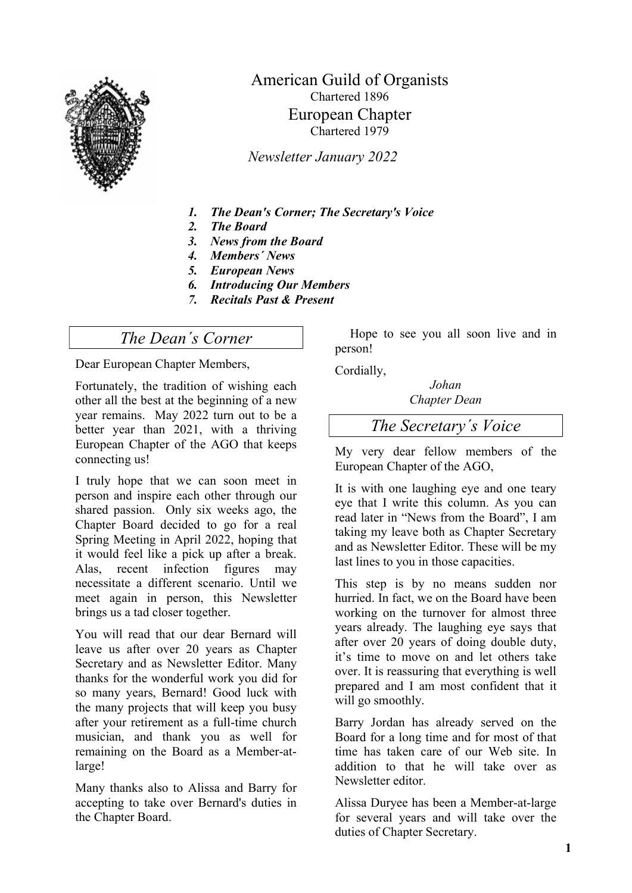# American Guild of Organists

Chartered 1896

## European Chapter

Chartered 1979

*Newsletter January 2022*

1. ***The Dean's Corner; The Secretary's Voice***
2. ***The Board***
3. ***News from the Board***
4. ***Members´ News***
5. ***European News***
6. ***Introducing Our Members***
7. ***Recitals Past & Present***

## *The Dean´s Corner*

Dear European Chapter Members,

Fortunately, the tradition of wishing each other all the best at the beginning of a new year remains. May 2022 turn out to be a better year than 2021, with a thriving European Chapter of the AGO that keeps connecting us!

I truly hope that we can soon meet in person and inspire each other through our shared passion. Only six weeks ago, the Chapter Board decided to go for a real Spring Meeting in April 2022, hoping that it would feel like a pick up after a break. Alas, recent infection figures may necessitate a different scenario. Until we meet again in person, this Newsletter brings us a tad closer together.

You will read that our dear Bernard will leave us after over 20 years as Chapter Secretary and as Newsletter Editor. Many thanks for the wonderful work you did for so many years, Bernard! Good luck with the many projects that will keep you busy after your retirement as a full-time church musician, and thank you as well for remaining on the Board as a Member-at-large!

Many thanks also to Alissa and Barry for accepting to take over Bernard's duties in the Chapter Board.

Hope to see you all soon live and in person!

Cordially,

*Johan*
*Chapter Dean*

## *The Secretary´s Voice*

My very dear fellow members of the European Chapter of the AGO,

It is with one laughing eye and one teary eye that I write this column. As you can read later in "News from the Board", I am taking my leave both as Chapter Secretary and as Newsletter Editor. These will be my last lines to you in those capacities.

This step is by no means sudden nor hurried. In fact, we on the Board have been working on the turnover for almost three years already. The laughing eye says that after over 20 years of doing double duty, it's time to move on and let others take over. It is reassuring that everything is well prepared and I am most confident that it will go smoothly.

Barry Jordan has already served on the Board for a long time and for most of that time has taken care of our Web site. In addition to that he will take over as Newsletter editor.

Alissa Duryee has been a Member-at-large for several years and will take over the duties of Chapter Secretary.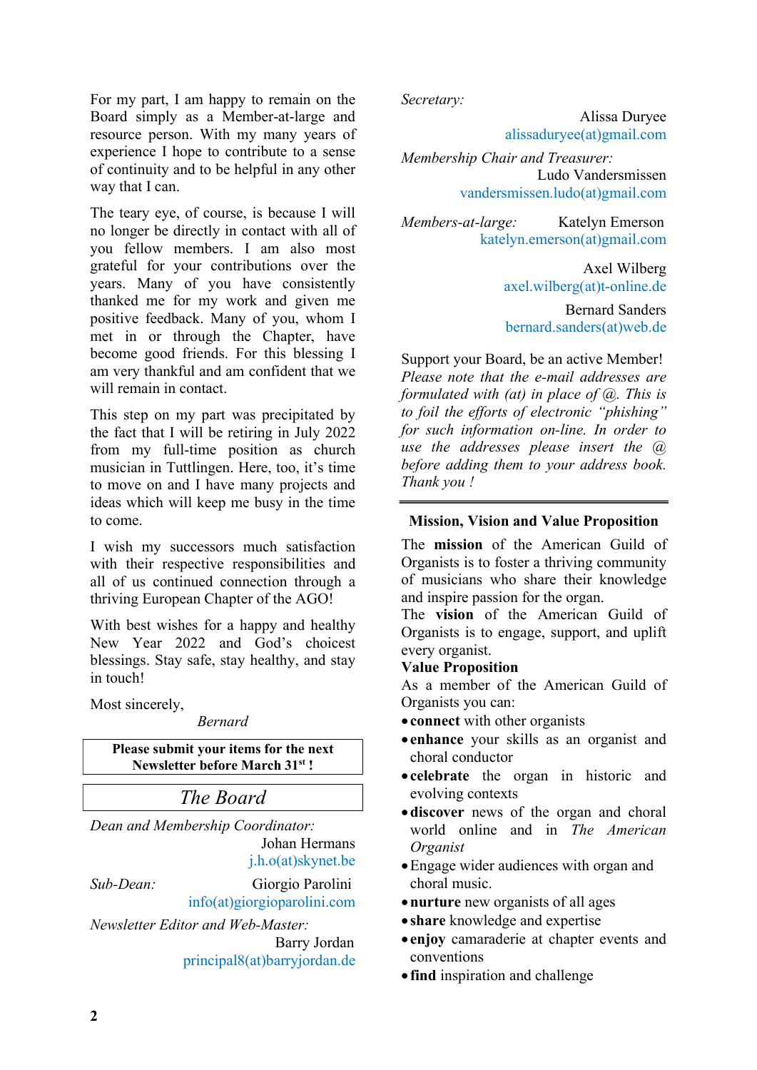For my part, I am happy to remain on the Board simply as a Member-at-large and resource person. With my many years of experience I hope to contribute to a sense of continuity and to be helpful in any other way that I can.

The teary eye, of course, is because I will no longer be directly in contact with all of you fellow members. I am also most grateful for your contributions over the years. Many of you have consistently thanked me for my work and given me positive feedback. Many of you, whom I met in or through the Chapter, have become good friends. For this blessing I am very thankful and am confident that we will remain in contact.

This step on my part was precipitated by the fact that I will be retiring in July 2022 from my full-time position as church musician in Tuttlingen. Here, too, it's time to move on and I have many projects and ideas which will keep me busy in the time to come.

I wish my successors much satisfaction with their respective responsibilities and all of us continued connection through a thriving European Chapter of the AGO!

With best wishes for a happy and healthy New Year 2022 and God's choicest blessings. Stay safe, stay healthy, and stay in touch!

Most sincerely,

*Bernard*

**Please submit your items for the next Newsletter before March 31st !**

## *The Board*

*Dean and Membership Coordinator:*
Johan Hermans
j.h.o(at)skynet.be

*Sub-Dean:* Giorgio Parolini
info(at)giorgioparolini.com

*Newsletter Editor and Web-Master:*
Barry Jordan
principal8(at)barryjordan.de

*Secretary:*
Alissa Duryee
alissaduryee(at)gmail.com

*Membership Chair and Treasurer:*
Ludo Vandersmissen
vandersmissen.ludo(at)gmail.com

*Members-at-large:* Katelyn Emerson
katelyn.emerson(at)gmail.com

Axel Wilberg
axel.wilberg(at)t-online.de

Bernard Sanders
bernard.sanders(at)web.de

Support your Board, be an active Member!
*Please note that the e-mail addresses are formulated with (at) in place of @. This is to foil the efforts of electronic "phishing" for such information on-line. In order to use the addresses please insert the @ before adding them to your address book. Thank you !*

---

### Mission, Vision and Value Proposition

The **mission** of the American Guild of Organists is to foster a thriving community of musicians who share their knowledge and inspire passion for the organ.
The **vision** of the American Guild of Organists is to engage, support, and uplift every organist.

**Value Proposition**
As a member of the American Guild of Organists you can:

- **connect** with other organists
- **enhance** your skills as an organist and choral conductor
- **celebrate** the organ in historic and evolving contexts
- **discover** news of the organ and choral world online and in *The American Organist*
- Engage wider audiences with organ and choral music.
- **nurture** new organists of all ages
- **share** knowledge and expertise
- **enjoy** camaraderie at chapter events and conventions
- **find** inspiration and challenge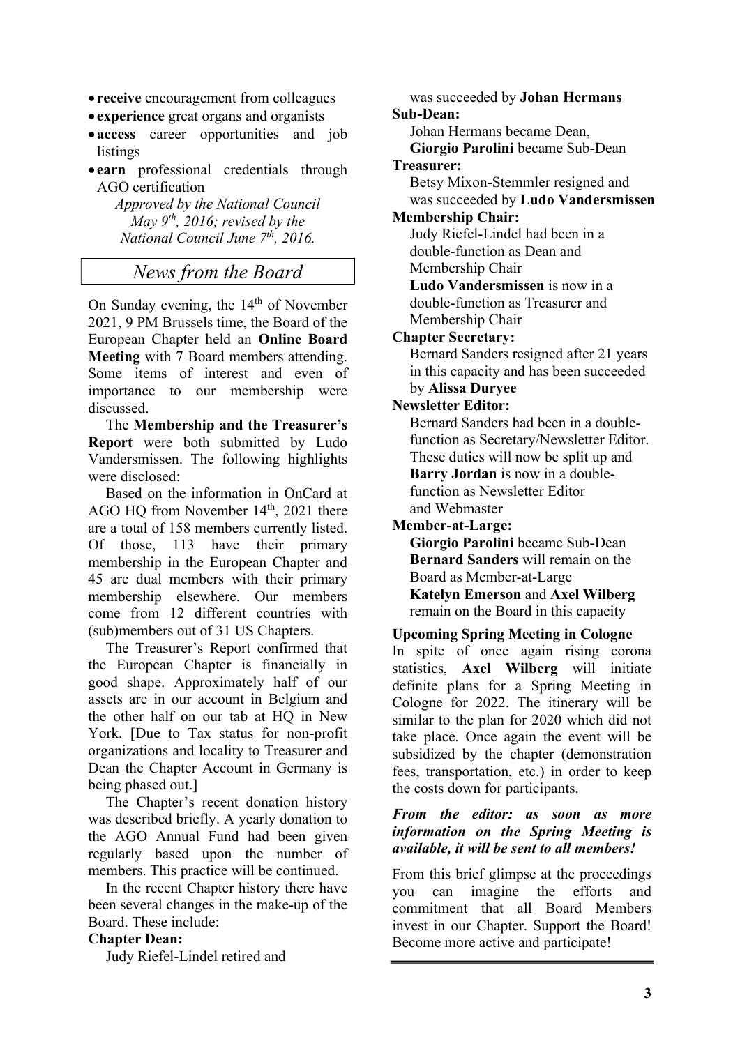- **receive** encouragement from colleagues
- **experience** great organs and organists
- **access** career opportunities and job listings
- **earn** professional credentials through AGO certification

*Approved by the National Council May 9th, 2016; revised by the National Council June 7th, 2016.*

## News from the Board

On Sunday evening, the 14th of November 2021, 9 PM Brussels time, the Board of the European Chapter held an **Online Board Meeting** with 7 Board members attending. Some items of interest and even of importance to our membership were discussed.

The **Membership and the Treasurer's Report** were both submitted by Ludo Vandersmissen. The following highlights were disclosed:

Based on the information in OnCard at AGO HQ from November 14th, 2021 there are a total of 158 members currently listed. Of those, 113 have their primary membership in the European Chapter and 45 are dual members with their primary membership elsewhere. Our members come from 12 different countries with (sub)members out of 31 US Chapters.

The Treasurer's Report confirmed that the European Chapter is financially in good shape. Approximately half of our assets are in our account in Belgium and the other half on our tab at HQ in New York. [Due to Tax status for non-profit organizations and locality to Treasurer and Dean the Chapter Account in Germany is being phased out.]

The Chapter's recent donation history was described briefly. A yearly donation to the AGO Annual Fund had been given regularly based upon the number of members. This practice will be continued.

In the recent Chapter history there have been several changes in the make-up of the Board. These include:

**Chapter Dean:**
Judy Riefel-Lindel retired and was succeeded by **Johan Hermans**

**Sub-Dean:**
Johan Hermans became Dean,
**Giorgio Parolini** became Sub-Dean

**Treasurer:**
Betsy Mixon-Stemmler resigned and was succeeded by **Ludo Vandersmissen**

**Membership Chair:**
Judy Riefel-Lindel had been in a double-function as Dean and Membership Chair
**Ludo Vandersmissen** is now in a double-function as Treasurer and Membership Chair

**Chapter Secretary:**
Bernard Sanders resigned after 21 years in this capacity and has been succeeded by **Alissa Duryee**

**Newsletter Editor:**
Bernard Sanders had been in a double-function as Secretary/Newsletter Editor. These duties will now be split up and **Barry Jordan** is now in a double-function as Newsletter Editor and Webmaster

**Member-at-Large:**
**Giorgio Parolini** became Sub-Dean
**Bernard Sanders** will remain on the Board as Member-at-Large
**Katelyn Emerson** and **Axel Wilberg** remain on the Board in this capacity

**Upcoming Spring Meeting in Cologne**

In spite of once again rising corona statistics, **Axel Wilberg** will initiate definite plans for a Spring Meeting in Cologne for 2022. The itinerary will be similar to the plan for 2020 which did not take place. Once again the event will be subsidized by the chapter (demonstration fees, transportation, etc.) in order to keep the costs down for participants.

***From the editor: as soon as more information on the Spring Meeting is available, it will be sent to all members!***

From this brief glimpse at the proceedings you can imagine the efforts and commitment that all Board Members invest in our Chapter. Support the Board! Become more active and participate!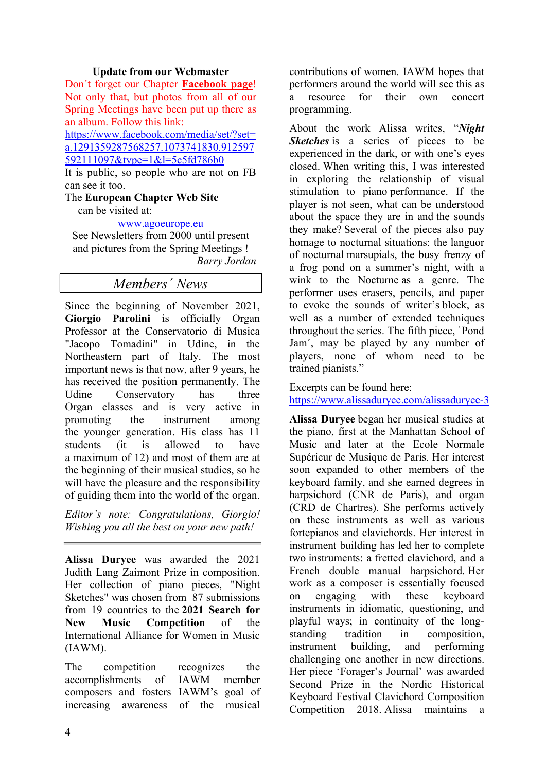### Update from our Webmaster

Don´t forget our Chapter **Facebook page**! Not only that, but photos from all of our Spring Meetings have been put up there as an album. Follow this link:
https://www.facebook.com/media/set/?set=a.1291359287568257.1073741830.912597592111097&type=1&l=5c5fd786b0
It is public, so people who are not on FB can see it too.

The **European Chapter Web Site** can be visited at:

www.agoeurope.eu

See Newsletters from 2000 until present and pictures from the Spring Meetings !

*Barry Jordan*

## *Members´ News*

Since the beginning of November 2021, **Giorgio Parolini** is officially Organ Professor at the Conservatorio di Musica "Jacopo Tomadini" in Udine, in the Northeastern part of Italy. The most important news is that now, after 9 years, he has received the position permanently. The Udine Conservatory has three Organ classes and is very active in promoting the instrument among the younger generation. His class has 11 students (it is allowed to have a maximum of 12) and most of them are at the beginning of their musical studies, so he will have the pleasure and the responsibility of guiding them into the world of the organ.

*Editor's note: Congratulations, Giorgio! Wishing you all the best on your new path!*

---

**Alissa Duryee** was awarded the 2021 Judith Lang Zaimont Prize in composition. Her collection of piano pieces, "Night Sketches" was chosen from 87 submissions from 19 countries to the **2021 Search for New Music Competition** of the International Alliance for Women in Music (IAWM).

The competition recognizes the accomplishments of IAWM member composers and fosters IAWM's goal of increasing awareness of the musical contributions of women. IAWM hopes that performers around the world will see this as a resource for their own concert programming.

About the work Alissa writes, "***Night Sketches*** is a series of pieces to be experienced in the dark, or with one's eyes closed. When writing this, I was interested in exploring the relationship of visual stimulation to piano performance. If the player is not seen, what can be understood about the space they are in and the sounds they make? Several of the pieces also pay homage to nocturnal situations: the languor of nocturnal marsupials, the busy frenzy of a frog pond on a summer's night, with a wink to the Nocturne as a genre. The performer uses erasers, pencils, and paper to evoke the sounds of writer's block, as well as a number of extended techniques throughout the series. The fifth piece, `Pond Jam´, may be played by any number of players, none of whom need to be trained pianists."

Excerpts can be found here:
https://www.alissaduryee.com/alissaduryee-3

**Alissa Duryee** began her musical studies at the piano, first at the Manhattan School of Music and later at the Ecole Normale Supérieur de Musique de Paris. Her interest soon expanded to other members of the keyboard family, and she earned degrees in harpsichord (CNR de Paris), and organ (CRD de Chartres). She performs actively on these instruments as well as various fortepianos and clavichords. Her interest in instrument building has led her to complete two instruments: a fretted clavichord, and a French double manual harpsichord. Her work as a composer is essentially focused on engaging with these keyboard instruments in idiomatic, questioning, and playful ways; in continuity of the long-standing tradition in composition, instrument building, and performing challenging one another in new directions. Her piece 'Forager's Journal' was awarded Second Prize in the Nordic Historical Keyboard Festival Clavichord Composition Competition 2018. Alissa maintains a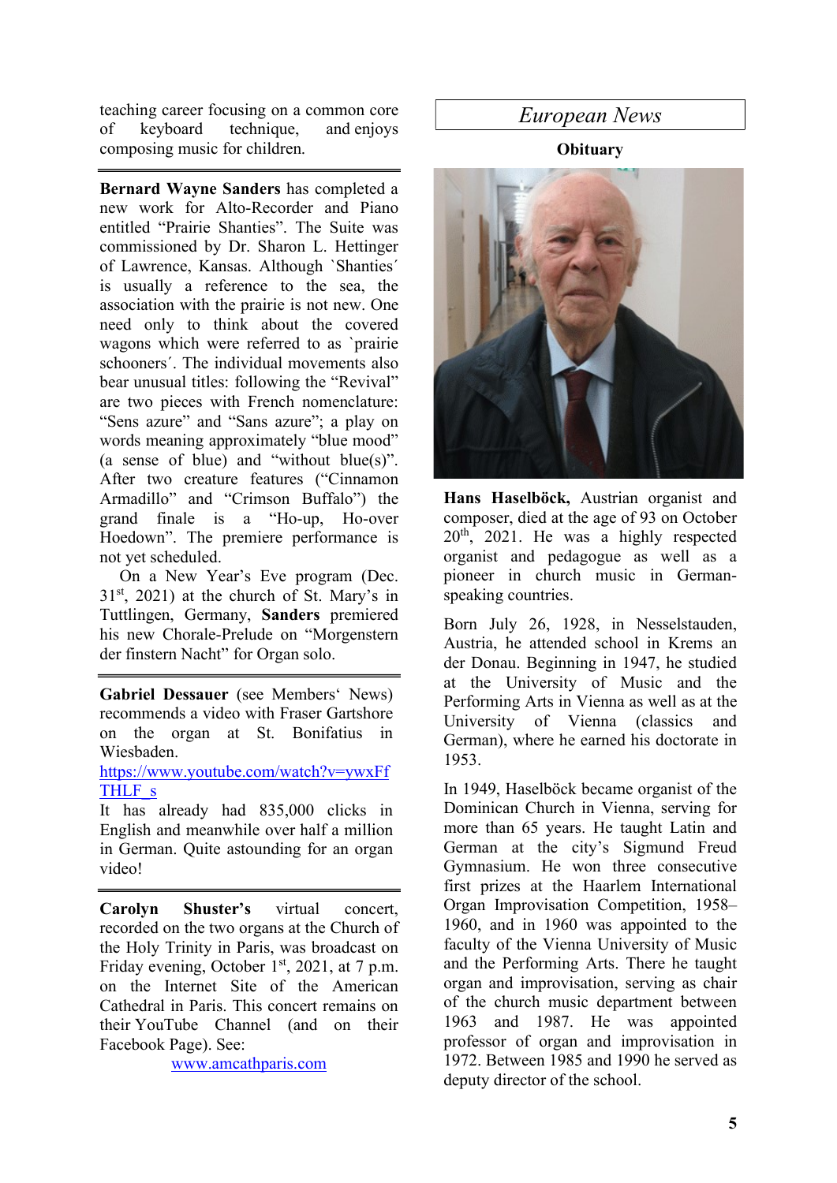teaching career focusing on a common core of keyboard technique, and enjoys composing music for children.

---

**Bernard Wayne Sanders** has completed a new work for Alto-Recorder and Piano entitled "Prairie Shanties". The Suite was commissioned by Dr. Sharon L. Hettinger of Lawrence, Kansas. Although `Shanties´ is usually a reference to the sea, the association with the prairie is not new. One need only to think about the covered wagons which were referred to as `prairie schooners´. The individual movements also bear unusual titles: following the "Revival" are two pieces with French nomenclature: "Sens azure" and "Sans azure"; a play on words meaning approximately "blue mood" (a sense of blue) and "without blue(s)". After two creature features ("Cinnamon Armadillo" and "Crimson Buffalo") the grand finale is a "Ho-up, Ho-over Hoedown". The premiere performance is not yet scheduled.

On a New Year's Eve program (Dec. 31st, 2021) at the church of St. Mary's in Tuttlingen, Germany, **Sanders** premiered his new Chorale-Prelude on "Morgenstern der finstern Nacht" for Organ solo.

---

**Gabriel Dessauer** (see Members' News) recommends a video with Fraser Gartshore on the organ at St. Bonifatius in Wiesbaden.

https://www.youtube.com/watch?v=ywxFfTHLF_s

It has already had 835,000 clicks in English and meanwhile over half a million in German. Quite astounding for an organ video!

---

**Carolyn Shuster's** virtual concert, recorded on the two organs at the Church of the Holy Trinity in Paris, was broadcast on Friday evening, October 1st, 2021, at 7 p.m. on the Internet Site of the American Cathedral in Paris. This concert remains on their YouTube Channel (and on their Facebook Page). See:

www.amcathparis.com

# *European News*

## Obituary

**Hans Haselböck,** Austrian organist and composer, died at the age of 93 on October 20th, 2021. He was a highly respected organist and pedagogue as well as a pioneer in church music in German-speaking countries.

Born July 26, 1928, in Nesselstauden, Austria, he attended school in Krems an der Donau. Beginning in 1947, he studied at the University of Music and the Performing Arts in Vienna as well as at the University of Vienna (classics and German), where he earned his doctorate in 1953.

In 1949, Haselböck became organist of the Dominican Church in Vienna, serving for more than 65 years. He taught Latin and German at the city's Sigmund Freud Gymnasium. He won three consecutive first prizes at the Haarlem International Organ Improvisation Competition, 1958–1960, and in 1960 was appointed to the faculty of the Vienna University of Music and the Performing Arts. There he taught organ and improvisation, serving as chair of the church music department between 1963 and 1987. He was appointed professor of organ and improvisation in 1972. Between 1985 and 1990 he served as deputy director of the school.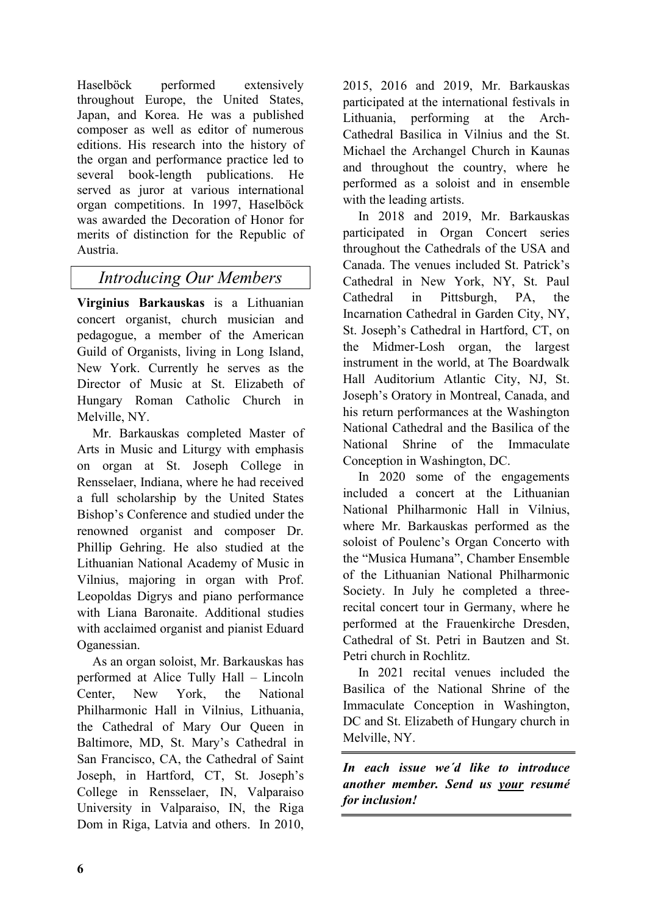Haselböck performed extensively throughout Europe, the United States, Japan, and Korea. He was a published composer as well as editor of numerous editions. His research into the history of the organ and performance practice led to several book-length publications. He served as juror at various international organ competitions. In 1997, Haselböck was awarded the Decoration of Honor for merits of distinction for the Republic of Austria.

## *Introducing Our Members*

**Virginius Barkauskas** is a Lithuanian concert organist, church musician and pedagogue, a member of the American Guild of Organists, living in Long Island, New York. Currently he serves as the Director of Music at St. Elizabeth of Hungary Roman Catholic Church in Melville, NY.

Mr. Barkauskas completed Master of Arts in Music and Liturgy with emphasis on organ at St. Joseph College in Rensselaer, Indiana, where he had received a full scholarship by the United States Bishop's Conference and studied under the renowned organist and composer Dr. Phillip Gehring. He also studied at the Lithuanian National Academy of Music in Vilnius, majoring in organ with Prof. Leopoldas Digrys and piano performance with Liana Baronaite. Additional studies with acclaimed organist and pianist Eduard Oganessian.

As an organ soloist, Mr. Barkauskas has performed at Alice Tully Hall – Lincoln Center, New York, the National Philharmonic Hall in Vilnius, Lithuania, the Cathedral of Mary Our Queen in Baltimore, MD, St. Mary's Cathedral in San Francisco, CA, the Cathedral of Saint Joseph, in Hartford, CT, St. Joseph's College in Rensselaer, IN, Valparaiso University in Valparaiso, IN, the Riga Dom in Riga, Latvia and others. In 2010, 2015, 2016 and 2019, Mr. Barkauskas participated at the international festivals in Lithuania, performing at the Arch-Cathedral Basilica in Vilnius and the St. Michael the Archangel Church in Kaunas and throughout the country, where he performed as a soloist and in ensemble with the leading artists.

In 2018 and 2019, Mr. Barkauskas participated in Organ Concert series throughout the Cathedrals of the USA and Canada. The venues included St. Patrick's Cathedral in New York, NY, St. Paul Cathedral in Pittsburgh, PA, the Incarnation Cathedral in Garden City, NY, St. Joseph's Cathedral in Hartford, CT, on the Midmer-Losh organ, the largest instrument in the world, at The Boardwalk Hall Auditorium Atlantic City, NJ, St. Joseph's Oratory in Montreal, Canada, and his return performances at the Washington National Cathedral and the Basilica of the National Shrine of the Immaculate Conception in Washington, DC.

In 2020 some of the engagements included a concert at the Lithuanian National Philharmonic Hall in Vilnius, where Mr. Barkauskas performed as the soloist of Poulenc's Organ Concerto with the "Musica Humana", Chamber Ensemble of the Lithuanian National Philharmonic Society. In July he completed a three-recital concert tour in Germany, where he performed at the Frauenkirche Dresden, Cathedral of St. Petri in Bautzen and St. Petri church in Rochlitz.

In 2021 recital venues included the Basilica of the National Shrine of the Immaculate Conception in Washington, DC and St. Elizabeth of Hungary church in Melville, NY.

***In each issue we'd like to introduce another member. Send us <u>your</u> resumé for inclusion!***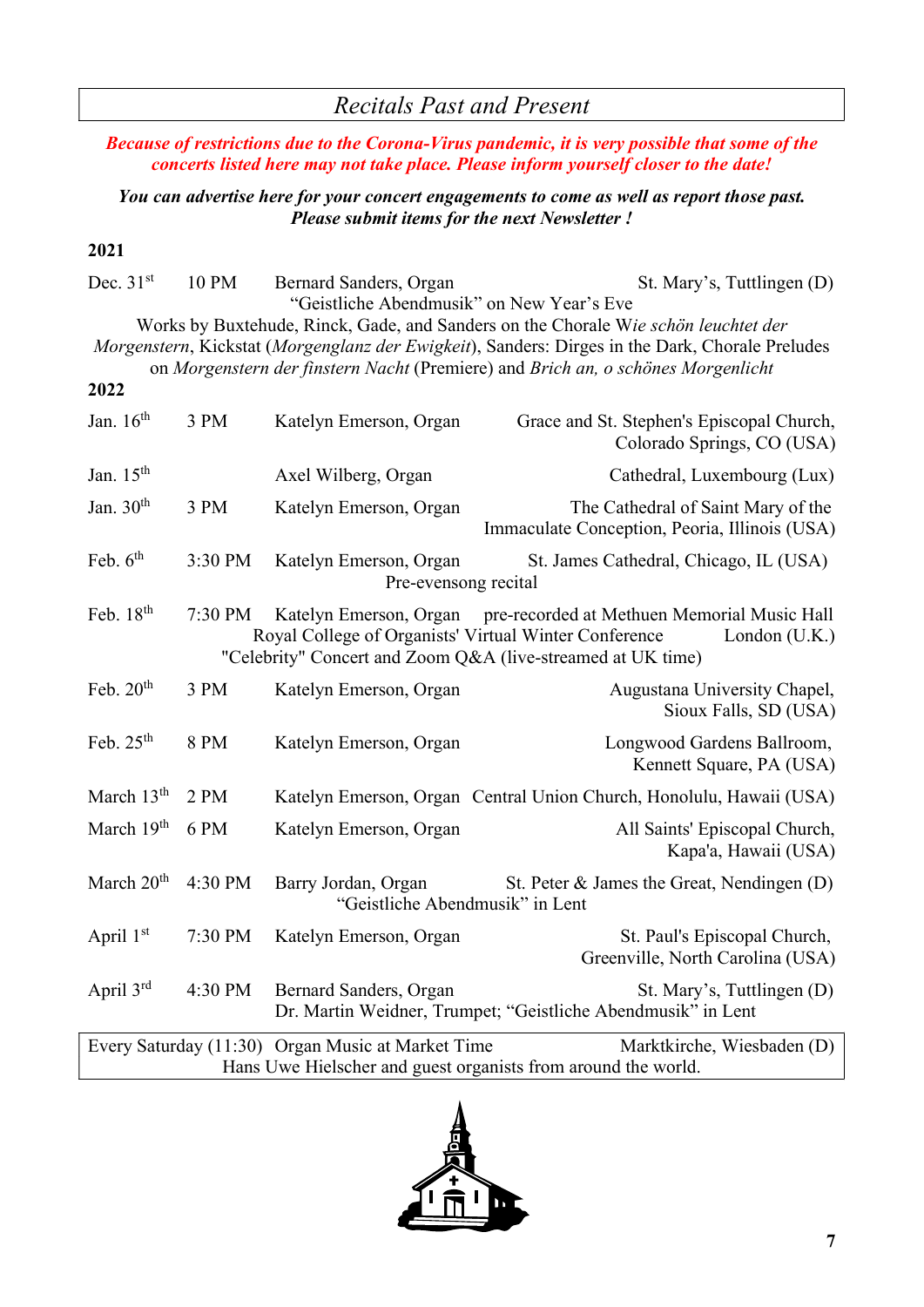# *Recitals Past and Present*

***Because of restrictions due to the Corona-Virus pandemic, it is very possible that some of the concerts listed here may not take place. Please inform yourself closer to the date!***

***You can advertise here for your concert engagements to come as well as report those past. Please submit items for the next Newsletter !***

**2021**

Dec. 31st — 10 PM — Bernard Sanders, Organ — St. Mary's, Tuttlingen (D)
"Geistliche Abendmusik" on New Year's Eve
Works by Buxtehude, Rinck, Gade, and Sanders on the Chorale W*ie schön leuchtet der Morgenstern*, Kickstat (*Morgenglanz der Ewigkeit*), Sanders: Dirges in the Dark, Chorale Preludes on *Morgenstern der finstern Nacht* (Premiere) and *Brich an, o schönes Morgenlicht*

**2022**

Jan. 16th — 3 PM — Katelyn Emerson, Organ — Grace and St. Stephen's Episcopal Church, Colorado Springs, CO (USA)

Jan. 15th — Axel Wilberg, Organ — Cathedral, Luxembourg (Lux)

Jan. 30th — 3 PM — Katelyn Emerson, Organ — The Cathedral of Saint Mary of the Immaculate Conception, Peoria, Illinois (USA)

Feb. 6th — 3:30 PM — Katelyn Emerson, Organ — St. James Cathedral, Chicago, IL (USA)
Pre-evensong recital

Feb. 18th — 7:30 PM — Katelyn Emerson, Organ — pre-recorded at Methuen Memorial Music Hall
Royal College of Organists' Virtual Winter Conference — London (U.K.)
"Celebrity" Concert and Zoom Q&A (live-streamed at UK time)

Feb. 20th — 3 PM — Katelyn Emerson, Organ — Augustana University Chapel, Sioux Falls, SD (USA)

Feb. 25th — 8 PM — Katelyn Emerson, Organ — Longwood Gardens Ballroom, Kennett Square, PA (USA)

March 13th — 2 PM — Katelyn Emerson, Organ — Central Union Church, Honolulu, Hawaii (USA)

March 19th — 6 PM — Katelyn Emerson, Organ — All Saints' Episcopal Church, Kapa'a, Hawaii (USA)

March 20th — 4:30 PM — Barry Jordan, Organ — St. Peter & James the Great, Nendingen (D)
"Geistliche Abendmusik" in Lent

April 1st — 7:30 PM — Katelyn Emerson, Organ — St. Paul's Episcopal Church, Greenville, North Carolina (USA)

April 3rd — 4:30 PM — Bernard Sanders, Organ — St. Mary's, Tuttlingen (D)
Dr. Martin Weidner, Trumpet; "Geistliche Abendmusik" in Lent

Every Saturday (11:30) — Organ Music at Market Time — Marktkirche, Wiesbaden (D)
Hans Uwe Hielscher and guest organists from around the world.